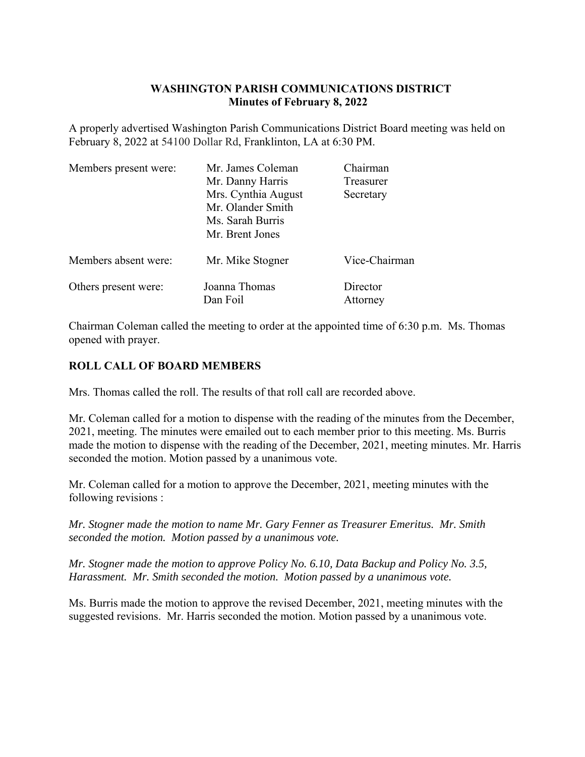# WASHINGTON PARISH COMMUNICATIONS DISTRICT
## Minutes of February 8, 2022

A properly advertised Washington Parish Communications District Board meeting was held on February 8, 2022 at 54100 Dollar Rd, Franklinton, LA at 6:30 PM.

| | | |
|---|---|---|
| Members present were: | Mr. James Coleman | Chairman |
| | Mr. Danny Harris | Treasurer |
| | Mrs. Cynthia August | Secretary |
| | Mr. Olander Smith | |
| | Ms. Sarah Burris | |
| | Mr. Brent Jones | |
| Members absent were: | Mr. Mike Stogner | Vice-Chairman |
| Others present were: | Joanna Thomas | Director |
| | Dan Foil | Attorney |

Chairman Coleman called the meeting to order at the appointed time of 6:30 p.m. Ms. Thomas opened with prayer.

**ROLL CALL OF BOARD MEMBERS**

Mrs. Thomas called the roll. The results of that roll call are recorded above.

Mr. Coleman called for a motion to dispense with the reading of the minutes from the December, 2021, meeting. The minutes were emailed out to each member prior to this meeting. Ms. Burris made the motion to dispense with the reading of the December, 2021, meeting minutes. Mr. Harris seconded the motion. Motion passed by a unanimous vote.

Mr. Coleman called for a motion to approve the December, 2021, meeting minutes with the following revisions :

*Mr. Stogner made the motion to name Mr. Gary Fenner as Treasurer Emeritus. Mr. Smith seconded the motion. Motion passed by a unanimous vote.*

*Mr. Stogner made the motion to approve Policy No. 6.10, Data Backup and Policy No. 3.5, Harassment. Mr. Smith seconded the motion. Motion passed by a unanimous vote.*

Ms. Burris made the motion to approve the revised December, 2021, meeting minutes with the suggested revisions. Mr. Harris seconded the motion. Motion passed by a unanimous vote.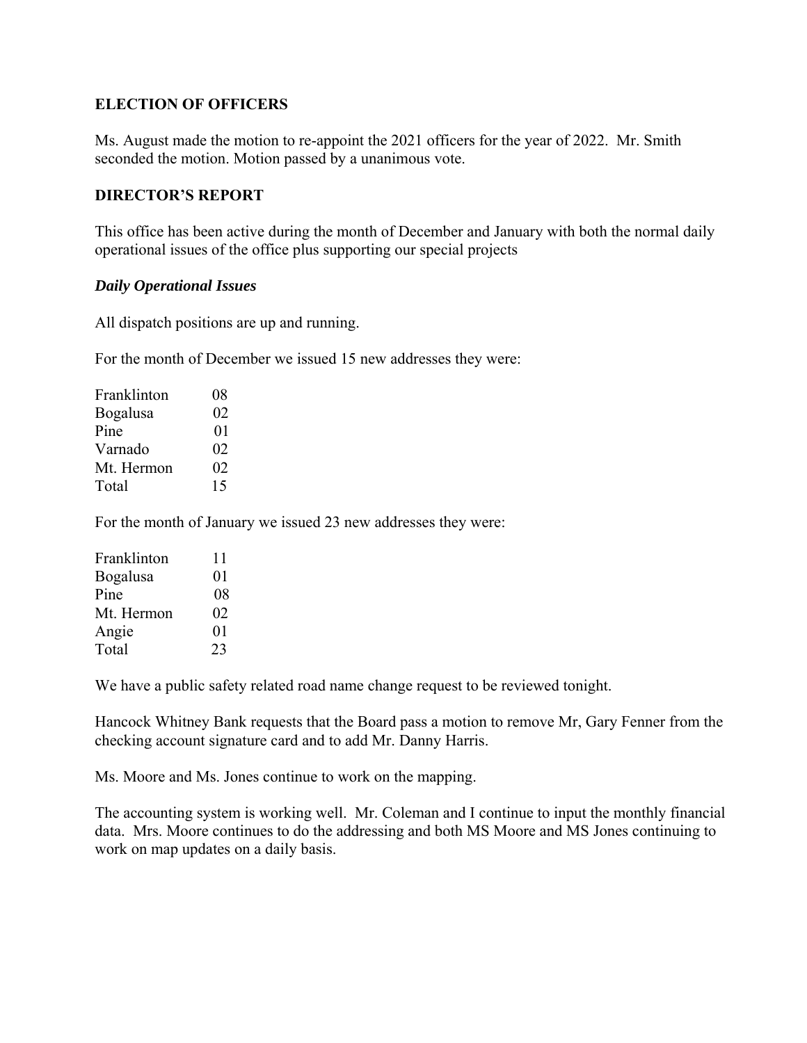## ELECTION OF OFFICERS

Ms. August made the motion to re-appoint the 2021 officers for the year of 2022. Mr. Smith seconded the motion. Motion passed by a unanimous vote.

## DIRECTOR'S REPORT

This office has been active during the month of December and January with both the normal daily operational issues of the office plus supporting our special projects

### *Daily Operational Issues*

All dispatch positions are up and running.

For the month of December we issued 15 new addresses they were:

| | |
|---|---|
| Franklinton | 08 |
| Bogalusa | 02 |
| Pine | 01 |
| Varnado | 02 |
| Mt. Hermon | 02 |
| Total | 15 |

For the month of January we issued 23 new addresses they were:

| | |
|---|---|
| Franklinton | 11 |
| Bogalusa | 01 |
| Pine | 08 |
| Mt. Hermon | 02 |
| Angie | 01 |
| Total | 23 |

We have a public safety related road name change request to be reviewed tonight.

Hancock Whitney Bank requests that the Board pass a motion to remove Mr, Gary Fenner from the checking account signature card and to add Mr. Danny Harris.

Ms. Moore and Ms. Jones continue to work on the mapping.

The accounting system is working well. Mr. Coleman and I continue to input the monthly financial data. Mrs. Moore continues to do the addressing and both MS Moore and MS Jones continuing to work on map updates on a daily basis.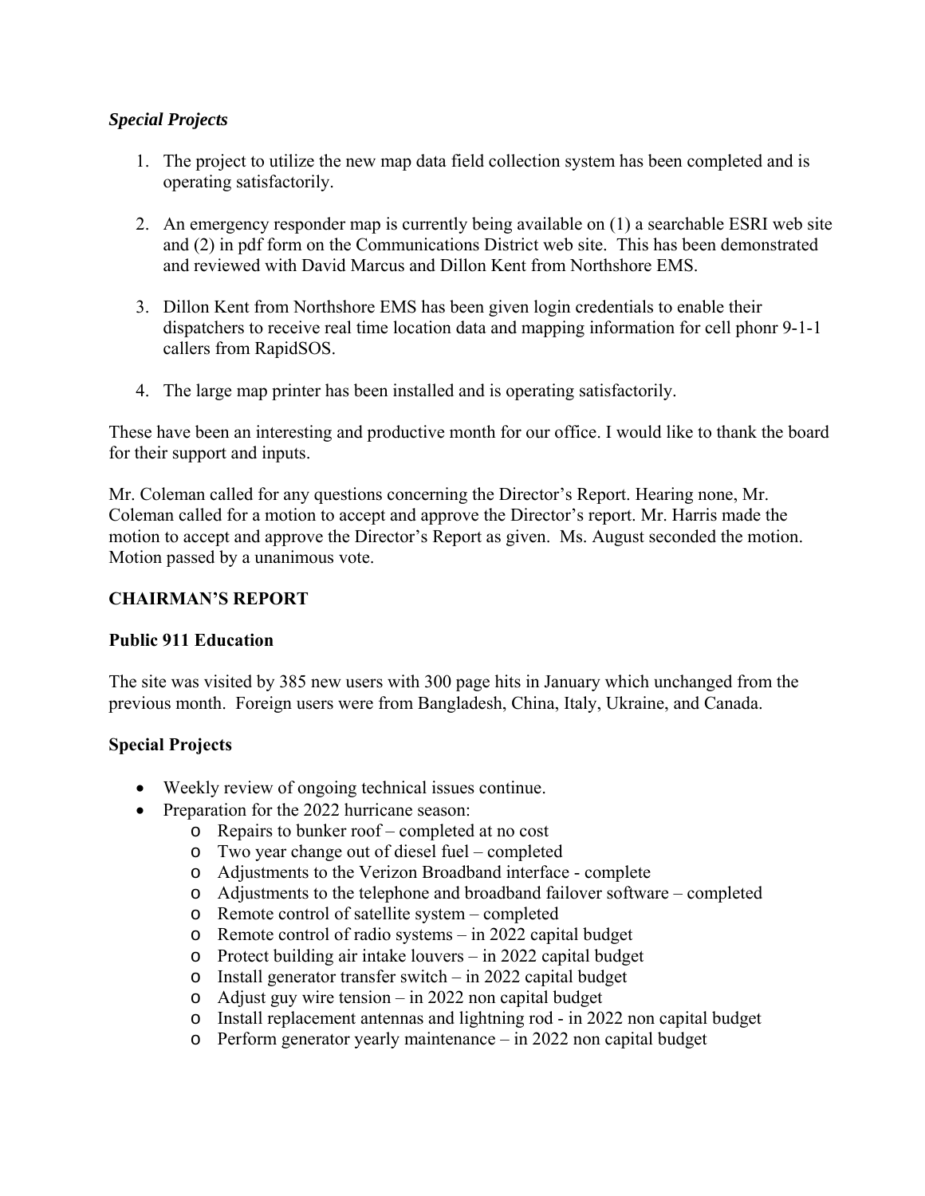### *Special Projects*

1. The project to utilize the new map data field collection system has been completed and is operating satisfactorily.

2. An emergency responder map is currently being available on (1) a searchable ESRI web site and (2) in pdf form on the Communications District web site. This has been demonstrated and reviewed with David Marcus and Dillon Kent from Northshore EMS.

3. Dillon Kent from Northshore EMS has been given login credentials to enable their dispatchers to receive real time location data and mapping information for cell phonr 9-1-1 callers from RapidSOS.

4. The large map printer has been installed and is operating satisfactorily.

These have been an interesting and productive month for our office. I would like to thank the board for their support and inputs.

Mr. Coleman called for any questions concerning the Director's Report. Hearing none, Mr. Coleman called for a motion to accept and approve the Director's report. Mr. Harris made the motion to accept and approve the Director's Report as given. Ms. August seconded the motion. Motion passed by a unanimous vote.

## CHAIRMAN'S REPORT

### Public 911 Education

The site was visited by 385 new users with 300 page hits in January which unchanged from the previous month. Foreign users were from Bangladesh, China, Italy, Ukraine, and Canada.

### Special Projects

- Weekly review of ongoing technical issues continue.
- Preparation for the 2022 hurricane season:
  - Repairs to bunker roof – completed at no cost
  - Two year change out of diesel fuel – completed
  - Adjustments to the Verizon Broadband interface - complete
  - Adjustments to the telephone and broadband failover software – completed
  - Remote control of satellite system – completed
  - Remote control of radio systems – in 2022 capital budget
  - Protect building air intake louvers – in 2022 capital budget
  - Install generator transfer switch – in 2022 capital budget
  - Adjust guy wire tension – in 2022 non capital budget
  - Install replacement antennas and lightning rod - in 2022 non capital budget
  - Perform generator yearly maintenance – in 2022 non capital budget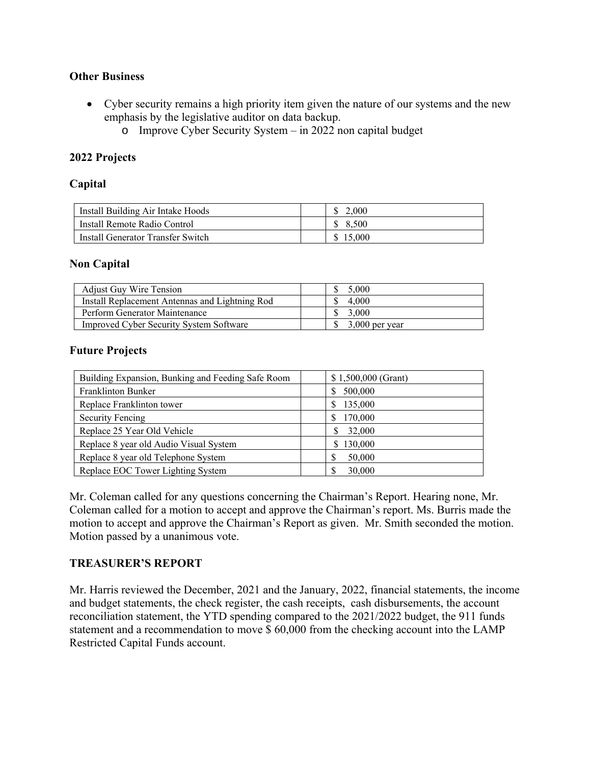**Other Business**

- Cyber security remains a high priority item given the nature of our systems and the new emphasis by the legislative auditor on data backup.
    - Improve Cyber Security System – in 2022 non capital budget

**2022 Projects**

**Capital**

| | | |
|---|---|---|
| Install Building Air Intake Hoods | | $ 2,000 |
| Install Remote Radio Control | | $ 8,500 |
| Install Generator Transfer Switch | | $ 15,000 |

**Non Capital**

| | | |
|---|---|---|
| Adjust Guy Wire Tension | | $ 5,000 |
| Install Replacement Antennas and Lightning Rod | | $ 4,000 |
| Perform Generator Maintenance | | $ 3,000 |
| Improved Cyber Security System Software | | $ 3,000 per year |

**Future Projects**

| | | |
|---|---|---|
| Building Expansion, Bunking and Feeding Safe Room | | $ 1,500,000 (Grant) |
| Franklinton Bunker | | $ 500,000 |
| Replace Franklinton tower | | $ 135,000 |
| Security Fencing | | $ 170,000 |
| Replace 25 Year Old Vehicle | | $ 32,000 |
| Replace 8 year old Audio Visual System | | $ 130,000 |
| Replace 8 year old Telephone System | | $ 50,000 |
| Replace EOC Tower Lighting System | | $ 30,000 |

Mr. Coleman called for any questions concerning the Chairman's Report. Hearing none, Mr. Coleman called for a motion to accept and approve the Chairman's report. Ms. Burris made the motion to accept and approve the Chairman's Report as given. Mr. Smith seconded the motion. Motion passed by a unanimous vote.

**TREASURER'S REPORT**

Mr. Harris reviewed the December, 2021 and the January, 2022, financial statements, the income and budget statements, the check register, the cash receipts, cash disbursements, the account reconciliation statement, the YTD spending compared to the 2021/2022 budget, the 911 funds statement and a recommendation to move $ 60,000 from the checking account into the LAMP Restricted Capital Funds account.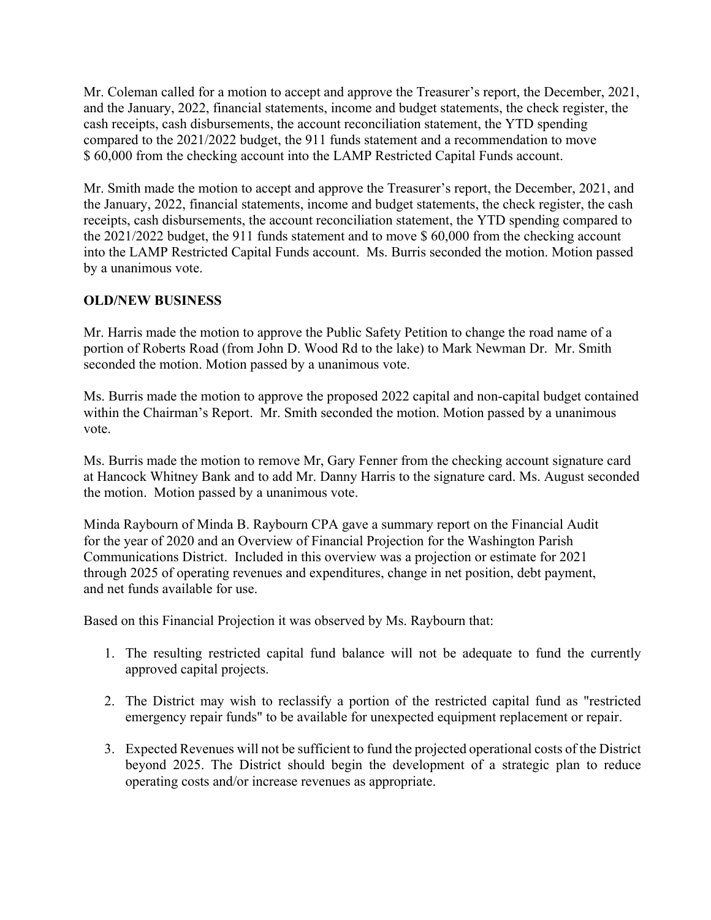Mr. Coleman called for a motion to accept and approve the Treasurer's report, the December, 2021, and the January, 2022, financial statements, income and budget statements, the check register, the cash receipts, cash disbursements, the account reconciliation statement, the YTD spending compared to the 2021/2022 budget, the 911 funds statement and a recommendation to move $ 60,000 from the checking account into the LAMP Restricted Capital Funds account.

Mr. Smith made the motion to accept and approve the Treasurer's report, the December, 2021, and the January, 2022, financial statements, income and budget statements, the check register, the cash receipts, cash disbursements, the account reconciliation statement, the YTD spending compared to the 2021/2022 budget, the 911 funds statement and to move $ 60,000 from the checking account into the LAMP Restricted Capital Funds account. Ms. Burris seconded the motion. Motion passed by a unanimous vote.

**OLD/NEW BUSINESS**

Mr. Harris made the motion to approve the Public Safety Petition to change the road name of a portion of Roberts Road (from John D. Wood Rd to the lake) to Mark Newman Dr. Mr. Smith seconded the motion. Motion passed by a unanimous vote.

Ms. Burris made the motion to approve the proposed 2022 capital and non-capital budget contained within the Chairman's Report. Mr. Smith seconded the motion. Motion passed by a unanimous vote.

Ms. Burris made the motion to remove Mr, Gary Fenner from the checking account signature card at Hancock Whitney Bank and to add Mr. Danny Harris to the signature card. Ms. August seconded the motion. Motion passed by a unanimous vote.

Minda Raybourn of Minda B. Raybourn CPA gave a summary report on the Financial Audit for the year of 2020 and an Overview of Financial Projection for the Washington Parish Communications District. Included in this overview was a projection or estimate for 2021 through 2025 of operating revenues and expenditures, change in net position, debt payment, and net funds available for use.

Based on this Financial Projection it was observed by Ms. Raybourn that:

1. The resulting restricted capital fund balance will not be adequate to fund the currently approved capital projects.

2. The District may wish to reclassify a portion of the restricted capital fund as "restricted emergency repair funds" to be available for unexpected equipment replacement or repair.

3. Expected Revenues will not be sufficient to fund the projected operational costs of the District beyond 2025. The District should begin the development of a strategic plan to reduce operating costs and/or increase revenues as appropriate.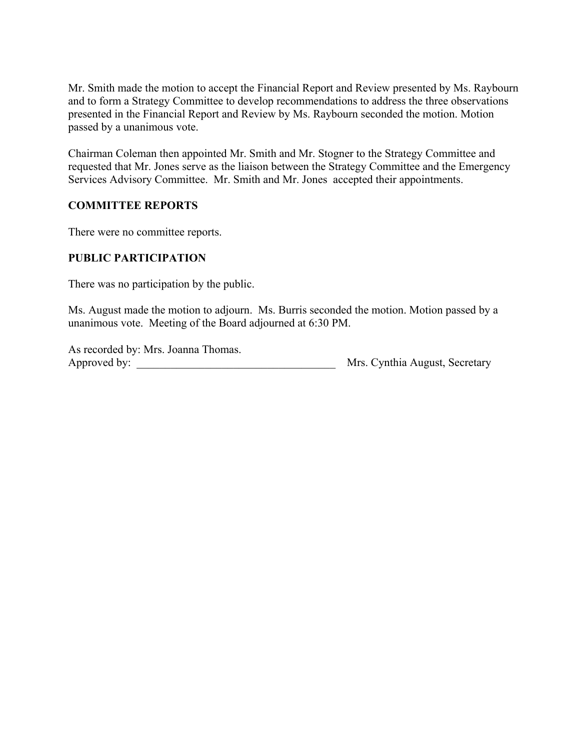Mr. Smith made the motion to accept the Financial Report and Review presented by Ms. Raybourn and to form a Strategy Committee to develop recommendations to address the three observations presented in the Financial Report and Review by Ms. Raybourn seconded the motion. Motion passed by a unanimous vote.

Chairman Coleman then appointed Mr. Smith and Mr. Stogner to the Strategy Committee and requested that Mr. Jones serve as the liaison between the Strategy Committee and the Emergency Services Advisory Committee. Mr. Smith and Mr. Jones accepted their appointments.

**COMMITTEE REPORTS**

There were no committee reports.

**PUBLIC PARTICIPATION**

There was no participation by the public.

Ms. August made the motion to adjourn. Ms. Burris seconded the motion. Motion passed by a unanimous vote. Meeting of the Board adjourned at 6:30 PM.

As recorded by: Mrs. Joanna Thomas.
Approved by: ___________________________________ Mrs. Cynthia August, Secretary